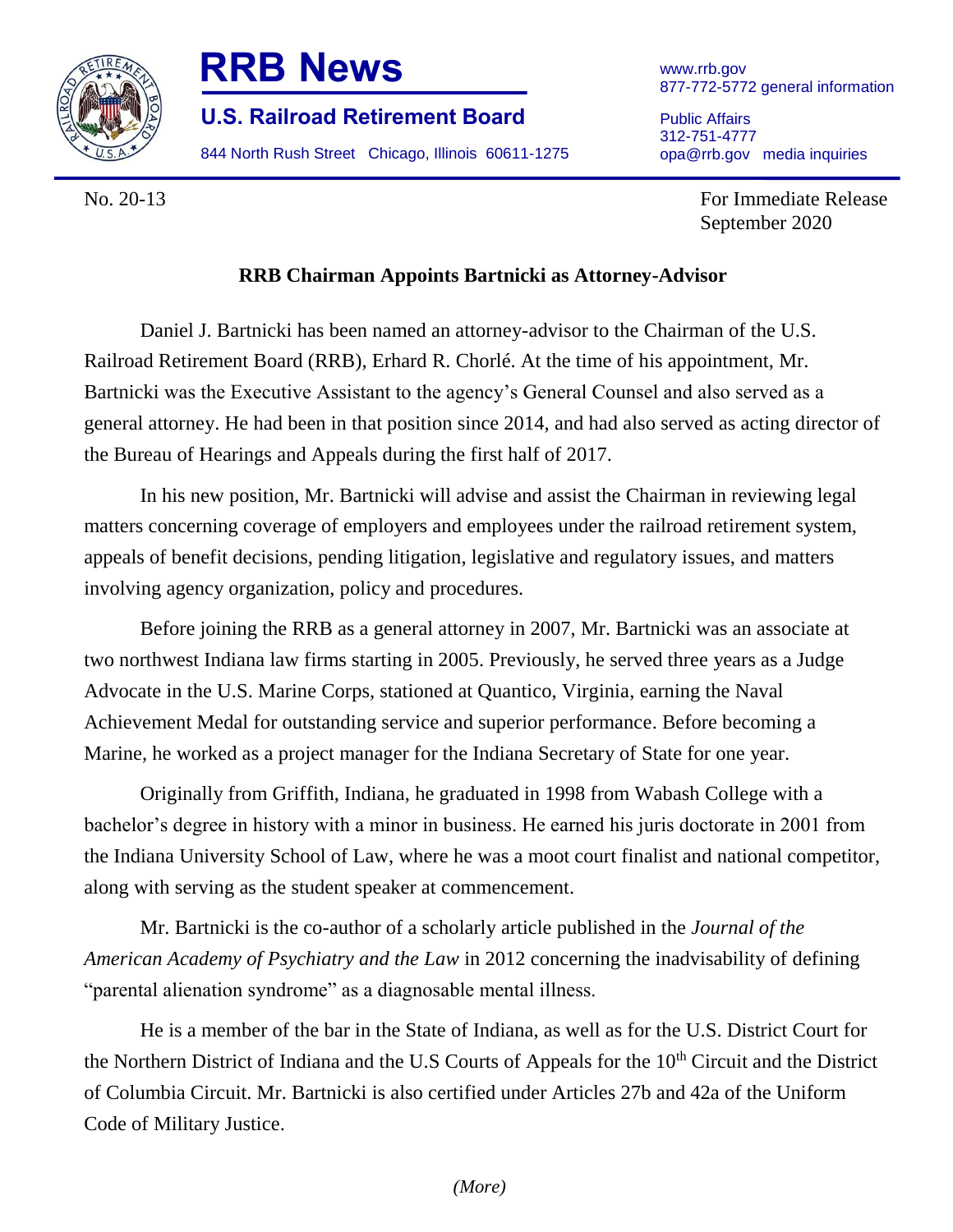# RRB News

## U.S. Railroad Retirement Board

844 North Rush Street Chicago, Illinois 60611-1275

www.rrb.gov
877-772-5772 general information

Public Affairs
312-751-4777
opa@rrb.gov media inquiries

No. 20-13

For Immediate Release
September 2020

**RRB Chairman Appoints Bartnicki as Attorney-Advisor**

Daniel J. Bartnicki has been named an attorney-advisor to the Chairman of the U.S. Railroad Retirement Board (RRB), Erhard R. Chorlé. At the time of his appointment, Mr. Bartnicki was the Executive Assistant to the agency's General Counsel and also served as a general attorney. He had been in that position since 2014, and had also served as acting director of the Bureau of Hearings and Appeals during the first half of 2017.

In his new position, Mr. Bartnicki will advise and assist the Chairman in reviewing legal matters concerning coverage of employers and employees under the railroad retirement system, appeals of benefit decisions, pending litigation, legislative and regulatory issues, and matters involving agency organization, policy and procedures.

Before joining the RRB as a general attorney in 2007, Mr. Bartnicki was an associate at two northwest Indiana law firms starting in 2005. Previously, he served three years as a Judge Advocate in the U.S. Marine Corps, stationed at Quantico, Virginia, earning the Naval Achievement Medal for outstanding service and superior performance. Before becoming a Marine, he worked as a project manager for the Indiana Secretary of State for one year.

Originally from Griffith, Indiana, he graduated in 1998 from Wabash College with a bachelor's degree in history with a minor in business. He earned his juris doctorate in 2001 from the Indiana University School of Law, where he was a moot court finalist and national competitor, along with serving as the student speaker at commencement.

Mr. Bartnicki is the co-author of a scholarly article published in the *Journal of the American Academy of Psychiatry and the Law* in 2012 concerning the inadvisability of defining "parental alienation syndrome" as a diagnosable mental illness.

He is a member of the bar in the State of Indiana, as well as for the U.S. District Court for the Northern District of Indiana and the U.S Courts of Appeals for the 10th Circuit and the District of Columbia Circuit. Mr. Bartnicki is also certified under Articles 27b and 42a of the Uniform Code of Military Justice.

*(More)*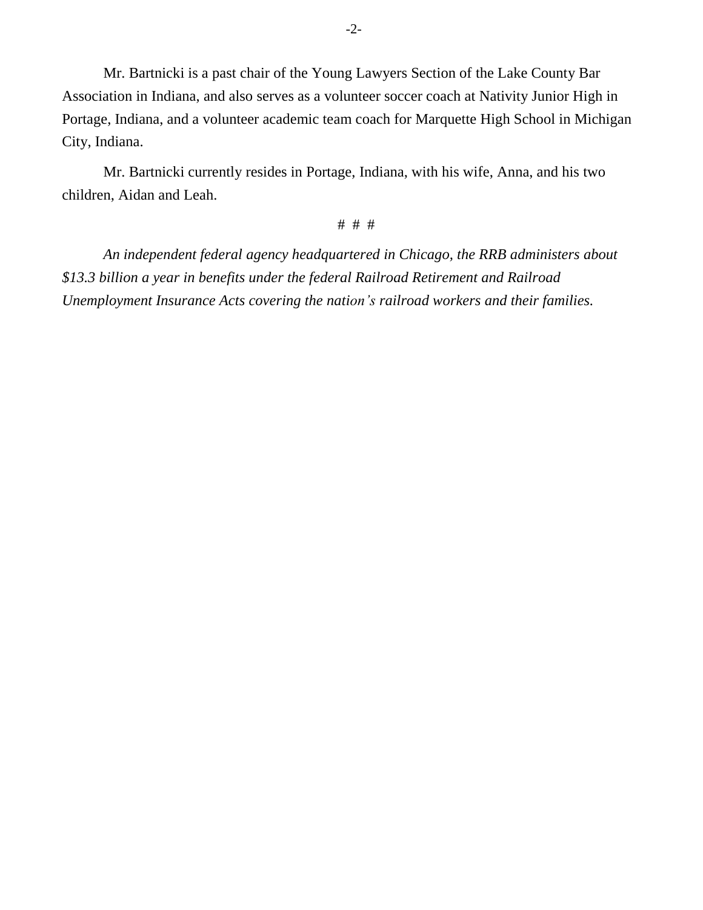Mr. Bartnicki is a past chair of the Young Lawyers Section of the Lake County Bar Association in Indiana, and also serves as a volunteer soccer coach at Nativity Junior High in Portage, Indiana, and a volunteer academic team coach for Marquette High School in Michigan City, Indiana.

Mr. Bartnicki currently resides in Portage, Indiana, with his wife, Anna, and his two children, Aidan and Leah.

# # #

*An independent federal agency headquartered in Chicago, the RRB administers about $13.3 billion a year in benefits under the federal Railroad Retirement and Railroad Unemployment Insurance Acts covering the nation's railroad workers and their families.*